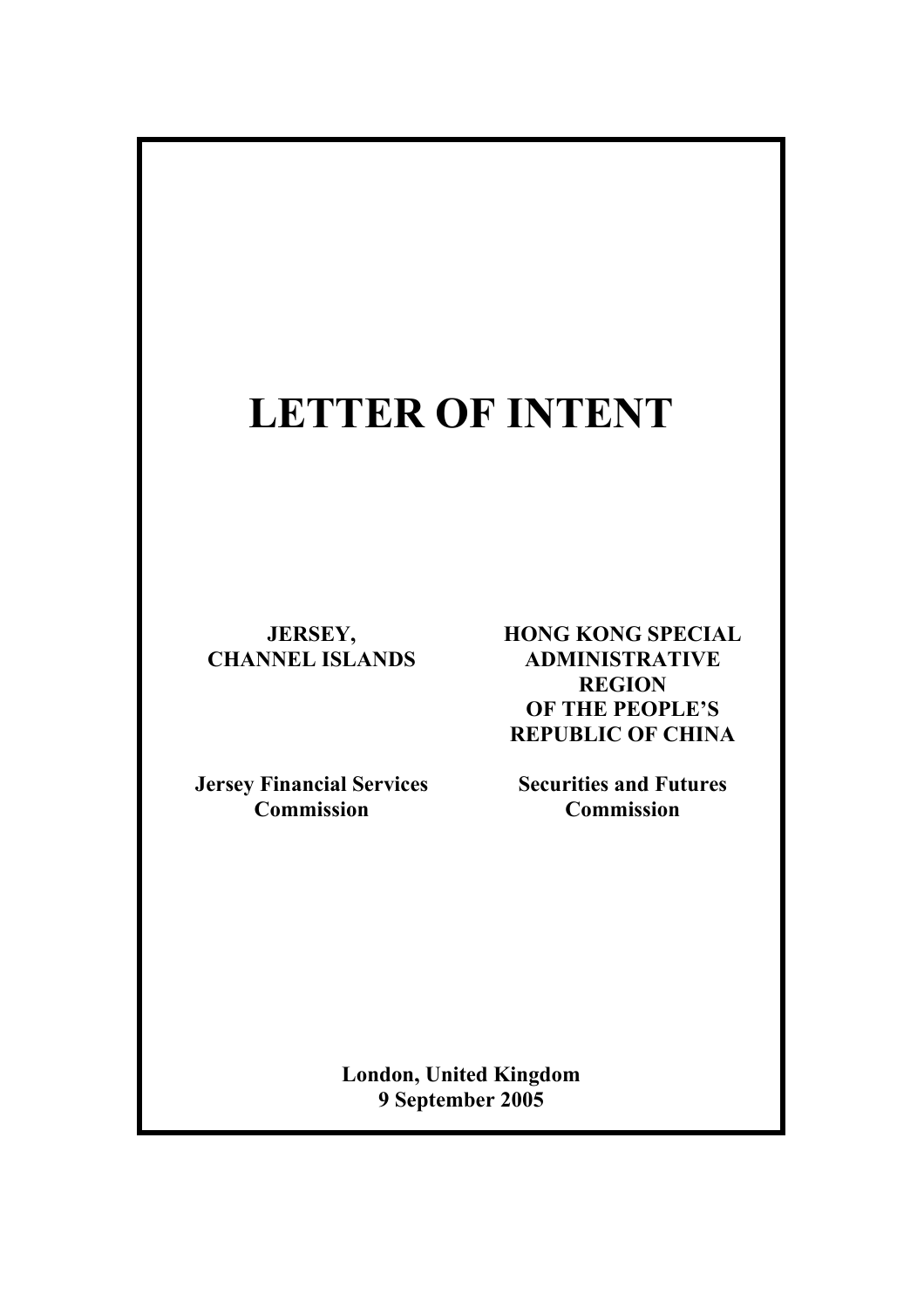# LETTER OF INTENT

**JERSEY, CHANNEL ISLANDS**

**Jersey Financial Services Commission**

**HONG KONG SPECIAL ADMINISTRATIVE REGION OF THE PEOPLE'S REPUBLIC OF CHINA**

**Securities and Futures Commission**

**London, United Kingdom**
**9 September 2005**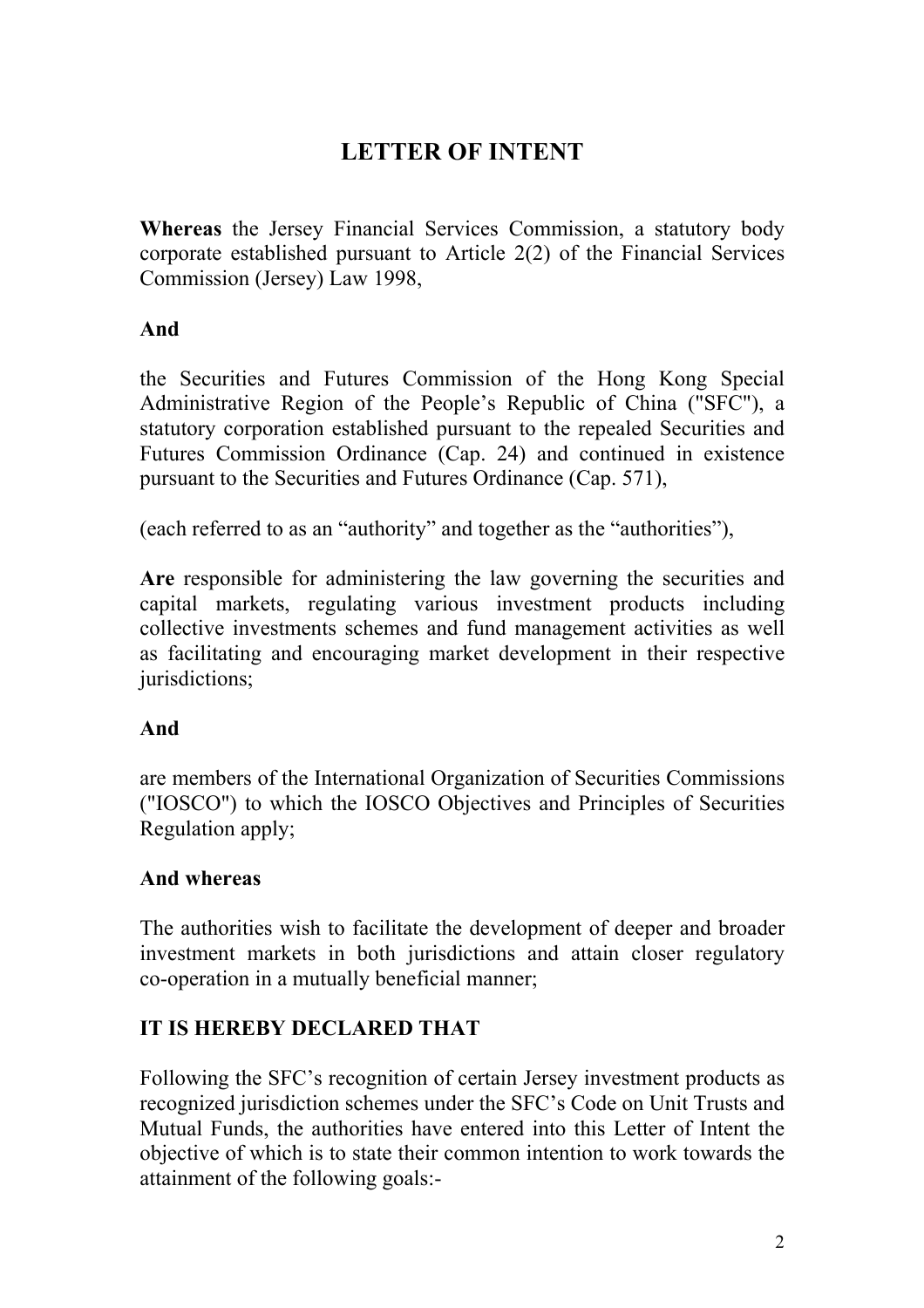# LETTER OF INTENT

**Whereas** the Jersey Financial Services Commission, a statutory body corporate established pursuant to Article 2(2) of the Financial Services Commission (Jersey) Law 1998,

**And**

the Securities and Futures Commission of the Hong Kong Special Administrative Region of the People's Republic of China ("SFC"), a statutory corporation established pursuant to the repealed Securities and Futures Commission Ordinance (Cap. 24) and continued in existence pursuant to the Securities and Futures Ordinance (Cap. 571),

(each referred to as an "authority" and together as the "authorities"),

**Are** responsible for administering the law governing the securities and capital markets, regulating various investment products including collective investments schemes and fund management activities as well as facilitating and encouraging market development in their respective jurisdictions;

**And**

are members of the International Organization of Securities Commissions ("IOSCO") to which the IOSCO Objectives and Principles of Securities Regulation apply;

**And whereas**

The authorities wish to facilitate the development of deeper and broader investment markets in both jurisdictions and attain closer regulatory co-operation in a mutually beneficial manner;

**IT IS HEREBY DECLARED THAT**

Following the SFC's recognition of certain Jersey investment products as recognized jurisdiction schemes under the SFC's Code on Unit Trusts and Mutual Funds, the authorities have entered into this Letter of Intent the objective of which is to state their common intention to work towards the attainment of the following goals:-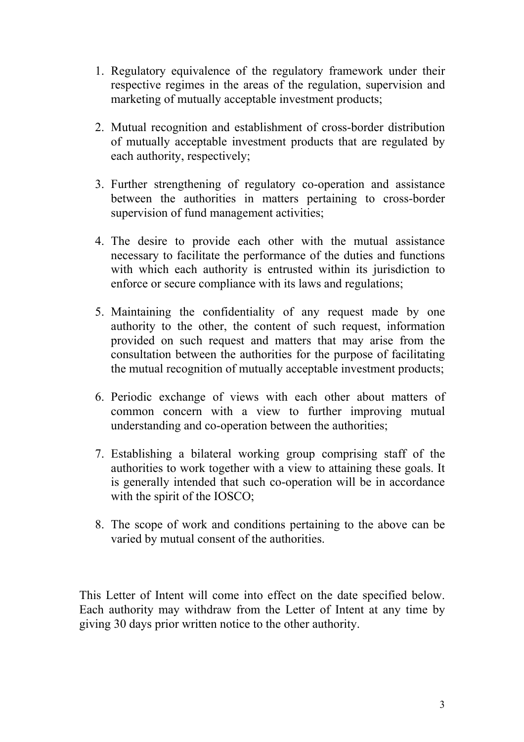1. Regulatory equivalence of the regulatory framework under their respective regimes in the areas of the regulation, supervision and marketing of mutually acceptable investment products;

2. Mutual recognition and establishment of cross-border distribution of mutually acceptable investment products that are regulated by each authority, respectively;

3. Further strengthening of regulatory co-operation and assistance between the authorities in matters pertaining to cross-border supervision of fund management activities;

4. The desire to provide each other with the mutual assistance necessary to facilitate the performance of the duties and functions with which each authority is entrusted within its jurisdiction to enforce or secure compliance with its laws and regulations;

5. Maintaining the confidentiality of any request made by one authority to the other, the content of such request, information provided on such request and matters that may arise from the consultation between the authorities for the purpose of facilitating the mutual recognition of mutually acceptable investment products;

6. Periodic exchange of views with each other about matters of common concern with a view to further improving mutual understanding and co-operation between the authorities;

7. Establishing a bilateral working group comprising staff of the authorities to work together with a view to attaining these goals. It is generally intended that such co-operation will be in accordance with the spirit of the IOSCO;

8. The scope of work and conditions pertaining to the above can be varied by mutual consent of the authorities.

This Letter of Intent will come into effect on the date specified below. Each authority may withdraw from the Letter of Intent at any time by giving 30 days prior written notice to the other authority.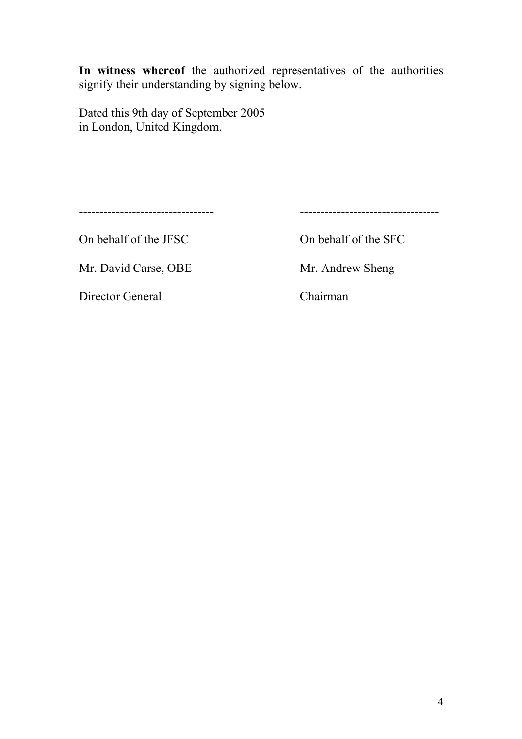**In witness whereof** the authorized representatives of the authorities signify their understanding by signing below.

Dated this 9th day of September 2005
in London, United Kingdom.

| | |
|---|---|
| --------------------------------- | ---------------------------------- |
| On behalf of the JFSC | On behalf of the SFC |
| Mr. David Carse, OBE | Mr. Andrew Sheng |
| Director General | Chairman |